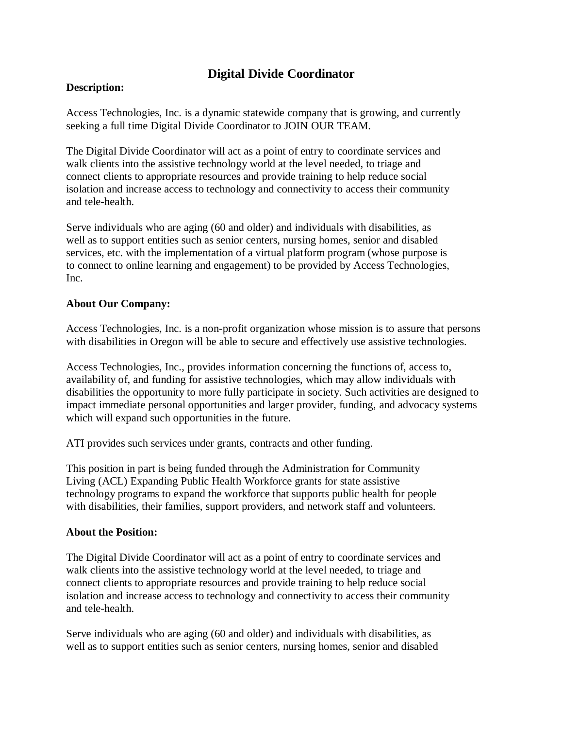# Digital Divide Coordinator

**Description:**

Access Technologies, Inc. is a dynamic statewide company that is growing, and currently seeking a full time Digital Divide Coordinator to JOIN OUR TEAM.

The Digital Divide Coordinator will act as a point of entry to coordinate services and walk clients into the assistive technology world at the level needed, to triage and connect clients to appropriate resources and provide training to help reduce social isolation and increase access to technology and connectivity to access their community and tele-health.

Serve individuals who are aging (60 and older) and individuals with disabilities, as well as to support entities such as senior centers, nursing homes, senior and disabled services, etc. with the implementation of a virtual platform program (whose purpose is to connect to online learning and engagement) to be provided by Access Technologies, Inc.

**About Our Company:**

Access Technologies, Inc. is a non-profit organization whose mission is to assure that persons with disabilities in Oregon will be able to secure and effectively use assistive technologies.

Access Technologies, Inc., provides information concerning the functions of, access to, availability of, and funding for assistive technologies, which may allow individuals with disabilities the opportunity to more fully participate in society. Such activities are designed to impact immediate personal opportunities and larger provider, funding, and advocacy systems which will expand such opportunities in the future.

ATI provides such services under grants, contracts and other funding.

This position in part is being funded through the Administration for Community Living (ACL) Expanding Public Health Workforce grants for state assistive technology programs to expand the workforce that supports public health for people with disabilities, their families, support providers, and network staff and volunteers.

**About the Position:**

The Digital Divide Coordinator will act as a point of entry to coordinate services and walk clients into the assistive technology world at the level needed, to triage and connect clients to appropriate resources and provide training to help reduce social isolation and increase access to technology and connectivity to access their community and tele-health.

Serve individuals who are aging (60 and older) and individuals with disabilities, as well as to support entities such as senior centers, nursing homes, senior and disabled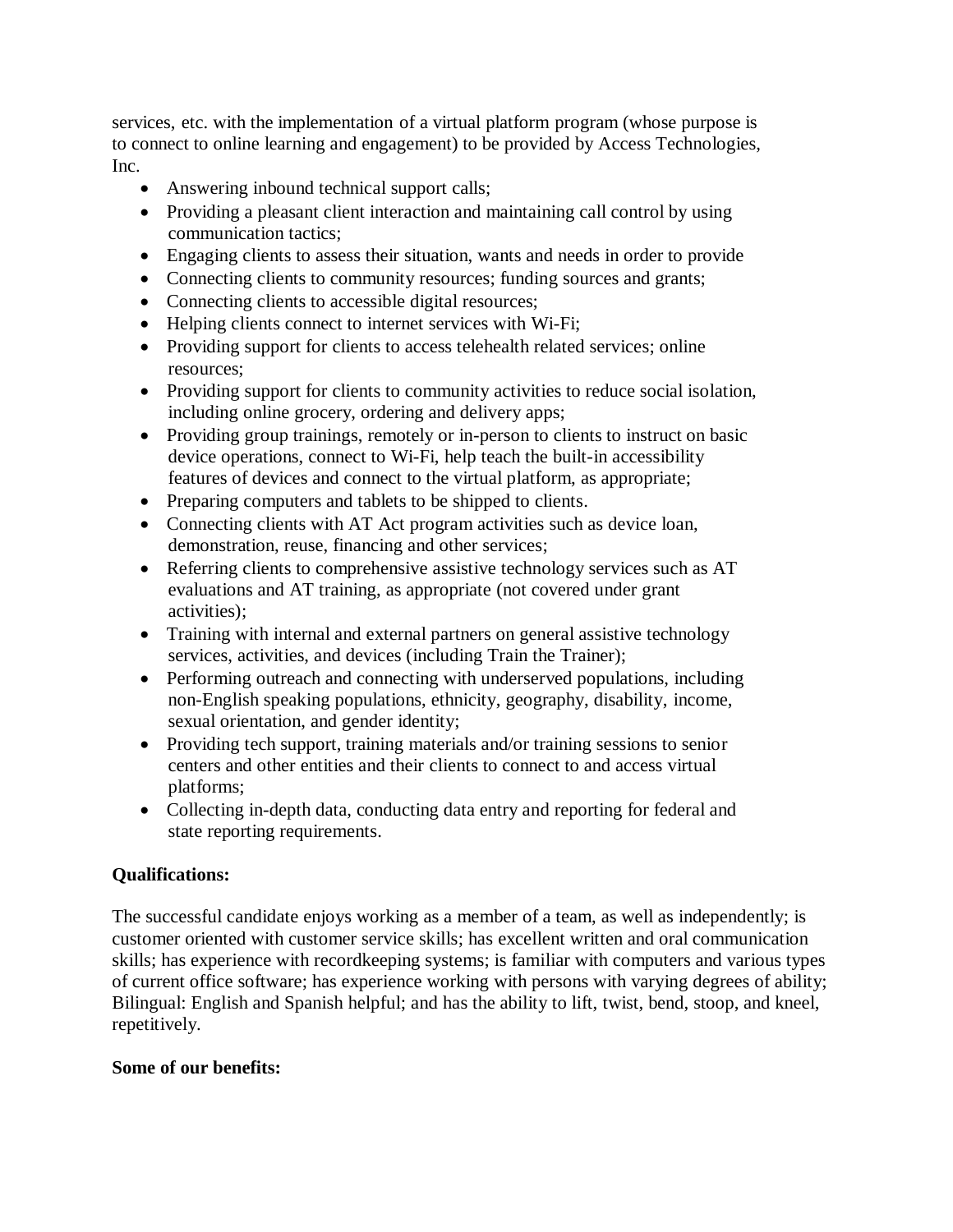services, etc. with the implementation of a virtual platform program (whose purpose is to connect to online learning and engagement) to be provided by Access Technologies, Inc.

- Answering inbound technical support calls;
- Providing a pleasant client interaction and maintaining call control by using communication tactics;
- Engaging clients to assess their situation, wants and needs in order to provide
- Connecting clients to community resources; funding sources and grants;
- Connecting clients to accessible digital resources;
- Helping clients connect to internet services with Wi-Fi;
- Providing support for clients to access telehealth related services; online resources;
- Providing support for clients to community activities to reduce social isolation, including online grocery, ordering and delivery apps;
- Providing group trainings, remotely or in-person to clients to instruct on basic device operations, connect to Wi-Fi, help teach the built-in accessibility features of devices and connect to the virtual platform, as appropriate;
- Preparing computers and tablets to be shipped to clients.
- Connecting clients with AT Act program activities such as device loan, demonstration, reuse, financing and other services;
- Referring clients to comprehensive assistive technology services such as AT evaluations and AT training, as appropriate (not covered under grant activities);
- Training with internal and external partners on general assistive technology services, activities, and devices (including Train the Trainer);
- Performing outreach and connecting with underserved populations, including non-English speaking populations, ethnicity, geography, disability, income, sexual orientation, and gender identity;
- Providing tech support, training materials and/or training sessions to senior centers and other entities and their clients to connect to and access virtual platforms;
- Collecting in-depth data, conducting data entry and reporting for federal and state reporting requirements.

**Qualifications:**

The successful candidate enjoys working as a member of a team, as well as independently; is customer oriented with customer service skills; has excellent written and oral communication skills; has experience with recordkeeping systems; is familiar with computers and various types of current office software; has experience working with persons with varying degrees of ability; Bilingual: English and Spanish helpful; and has the ability to lift, twist, bend, stoop, and kneel, repetitively.

**Some of our benefits:**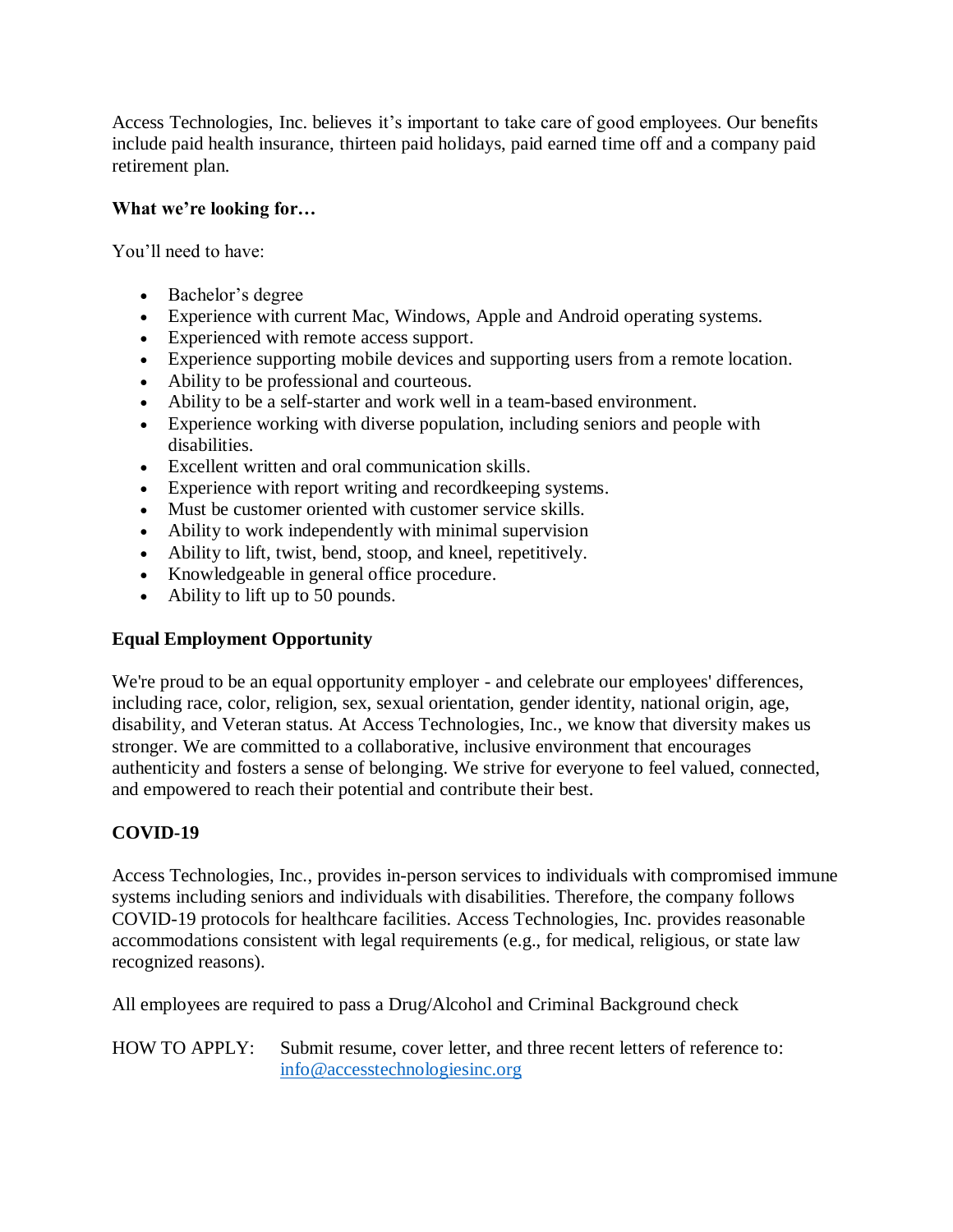Access Technologies, Inc. believes it's important to take care of good employees. Our benefits include paid health insurance, thirteen paid holidays, paid earned time off and a company paid retirement plan.

**What we're looking for…**

You'll need to have:

- Bachelor's degree
- Experience with current Mac, Windows, Apple and Android operating systems.
- Experienced with remote access support.
- Experience supporting mobile devices and supporting users from a remote location.
- Ability to be professional and courteous.
- Ability to be a self-starter and work well in a team-based environment.
- Experience working with diverse population, including seniors and people with disabilities.
- Excellent written and oral communication skills.
- Experience with report writing and recordkeeping systems.
- Must be customer oriented with customer service skills.
- Ability to work independently with minimal supervision
- Ability to lift, twist, bend, stoop, and kneel, repetitively.
- Knowledgeable in general office procedure.
- Ability to lift up to 50 pounds.

**Equal Employment Opportunity**

We're proud to be an equal opportunity employer - and celebrate our employees' differences, including race, color, religion, sex, sexual orientation, gender identity, national origin, age, disability, and Veteran status. At Access Technologies, Inc., we know that diversity makes us stronger. We are committed to a collaborative, inclusive environment that encourages authenticity and fosters a sense of belonging. We strive for everyone to feel valued, connected, and empowered to reach their potential and contribute their best.

**COVID-19**

Access Technologies, Inc., provides in-person services to individuals with compromised immune systems including seniors and individuals with disabilities. Therefore, the company follows COVID-19 protocols for healthcare facilities. Access Technologies, Inc. provides reasonable accommodations consistent with legal requirements (e.g., for medical, religious, or state law recognized reasons).

All employees are required to pass a Drug/Alcohol and Criminal Background check

HOW TO APPLY: Submit resume, cover letter, and three recent letters of reference to: info@accesstechnologiesinc.org